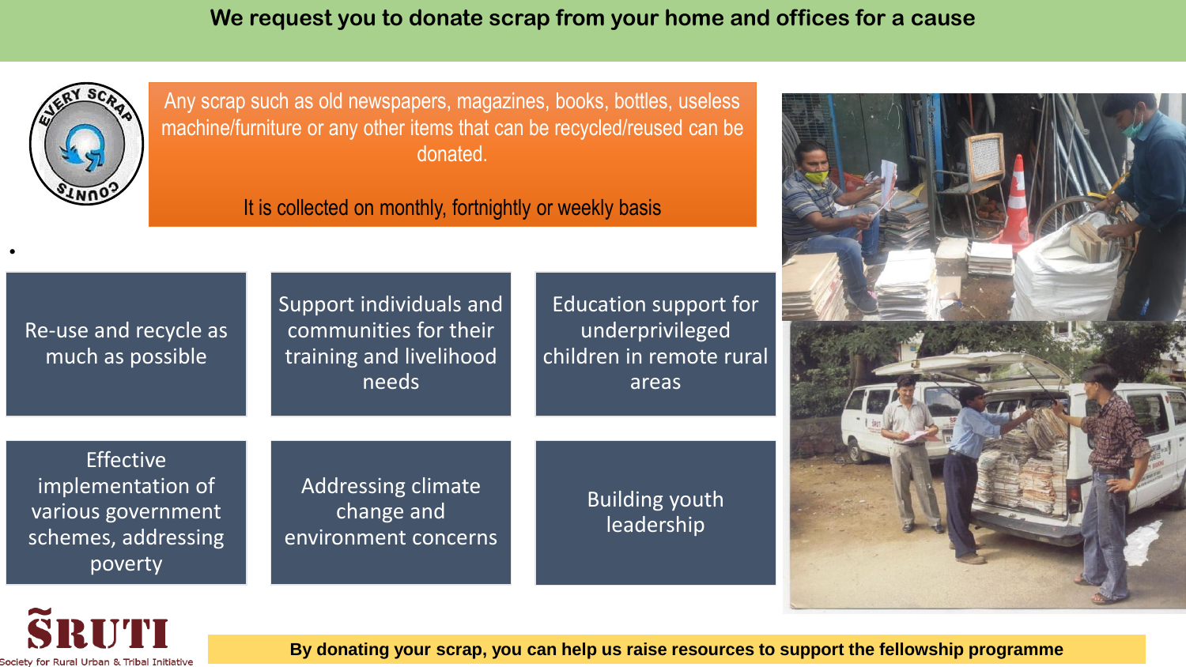# We request you to donate scrap from your home and offices for a cause

EVERY SCRAP COUNTS

Any scrap such as old newspapers, magazines, books, bottles, useless machine/furniture or any other items that can be recycled/reused can be donated.

It is collected on monthly, fortnightly or weekly basis

- Re-use and recycle as much as possible
- Support individuals and communities for their training and livelihood needs
- Education support for underprivileged children in remote rural areas
- Effective implementation of various government schemes, addressing poverty
- Addressing climate change and environment concerns
- Building youth leadership

SRUTI
Society for Rural Urban & Tribal Initiative

**By donating your scrap, you can help us raise resources to support the fellowship programme**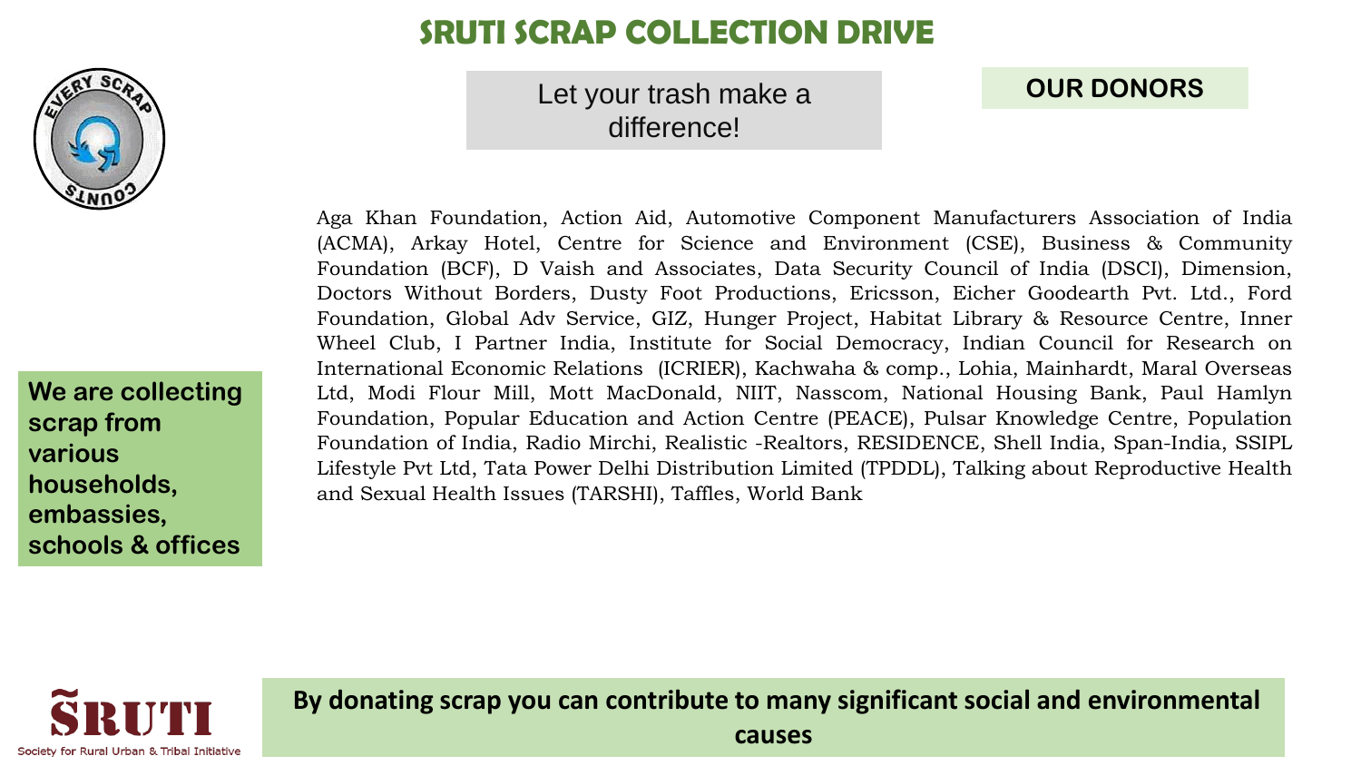# SRUTI SCRAP COLLECTION DRIVE

Let your trash make a difference!

## OUR DONORS

Aga Khan Foundation, Action Aid, Automotive Component Manufacturers Association of India (ACMA), Arkay Hotel, Centre for Science and Environment (CSE), Business & Community Foundation (BCF), D Vaish and Associates, Data Security Council of India (DSCI), Dimension, Doctors Without Borders, Dusty Foot Productions, Ericsson, Eicher Goodearth Pvt. Ltd., Ford Foundation, Global Adv Service, GIZ, Hunger Project, Habitat Library & Resource Centre, Inner Wheel Club, I Partner India, Institute for Social Democracy, Indian Council for Research on International Economic Relations (ICRIER), Kachwaha & comp., Lohia, Mainhardt, Maral Overseas Ltd, Modi Flour Mill, Mott MacDonald, NIIT, Nasscom, National Housing Bank, Paul Hamlyn Foundation, Popular Education and Action Centre (PEACE), Pulsar Knowledge Centre, Population Foundation of India, Radio Mirchi, Realistic -Realtors, RESIDENCE, Shell India, Span-India, SSIPL Lifestyle Pvt Ltd, Tata Power Delhi Distribution Limited (TPDDL), Talking about Reproductive Health and Sexual Health Issues (TARSHI), Taffles, World Bank

**We are collecting scrap from various households, embassies, schools & offices**

ŚRUTI
Society for Rural Urban & Tribal Initiative

**By donating scrap you can contribute to many significant social and environmental causes**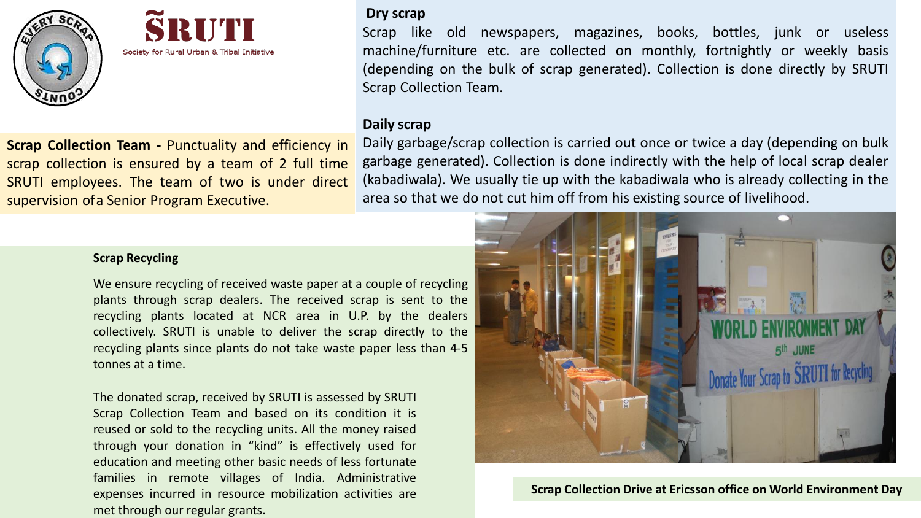ŠRUTI

Society for Rural Urban & Tribal Initiative

**Scrap Collection Team -** Punctuality and efficiency in scrap collection is ensured by a team of 2 full time SRUTI employees. The team of two is under direct supervision ofa Senior Program Executive.

## Dry scrap

Scrap like old newspapers, magazines, books, bottles, junk or useless machine/furniture etc. are collected on monthly, fortnightly or weekly basis (depending on the bulk of scrap generated). Collection is done directly by SRUTI Scrap Collection Team.

## Daily scrap

Daily garbage/scrap collection is carried out once or twice a day (depending on bulk garbage generated). Collection is done indirectly with the help of local scrap dealer (kabadiwala). We usually tie up with the kabadiwala who is already collecting in the area so that we do not cut him off from his existing source of livelihood.

## Scrap Recycling

We ensure recycling of received waste paper at a couple of recycling plants through scrap dealers. The received scrap is sent to the recycling plants located at NCR area in U.P. by the dealers collectively. SRUTI is unable to deliver the scrap directly to the recycling plants since plants do not take waste paper less than 4-5 tonnes at a time.

The donated scrap, received by SRUTI is assessed by SRUTI Scrap Collection Team and based on its condition it is reused or sold to the recycling units. All the money raised through your donation in "kind" is effectively used for education and meeting other basic needs of less fortunate families in remote villages of India. Administrative expenses incurred in resource mobilization activities are met through our regular grants.

**Scrap Collection Drive at Ericsson office on World Environment Day**